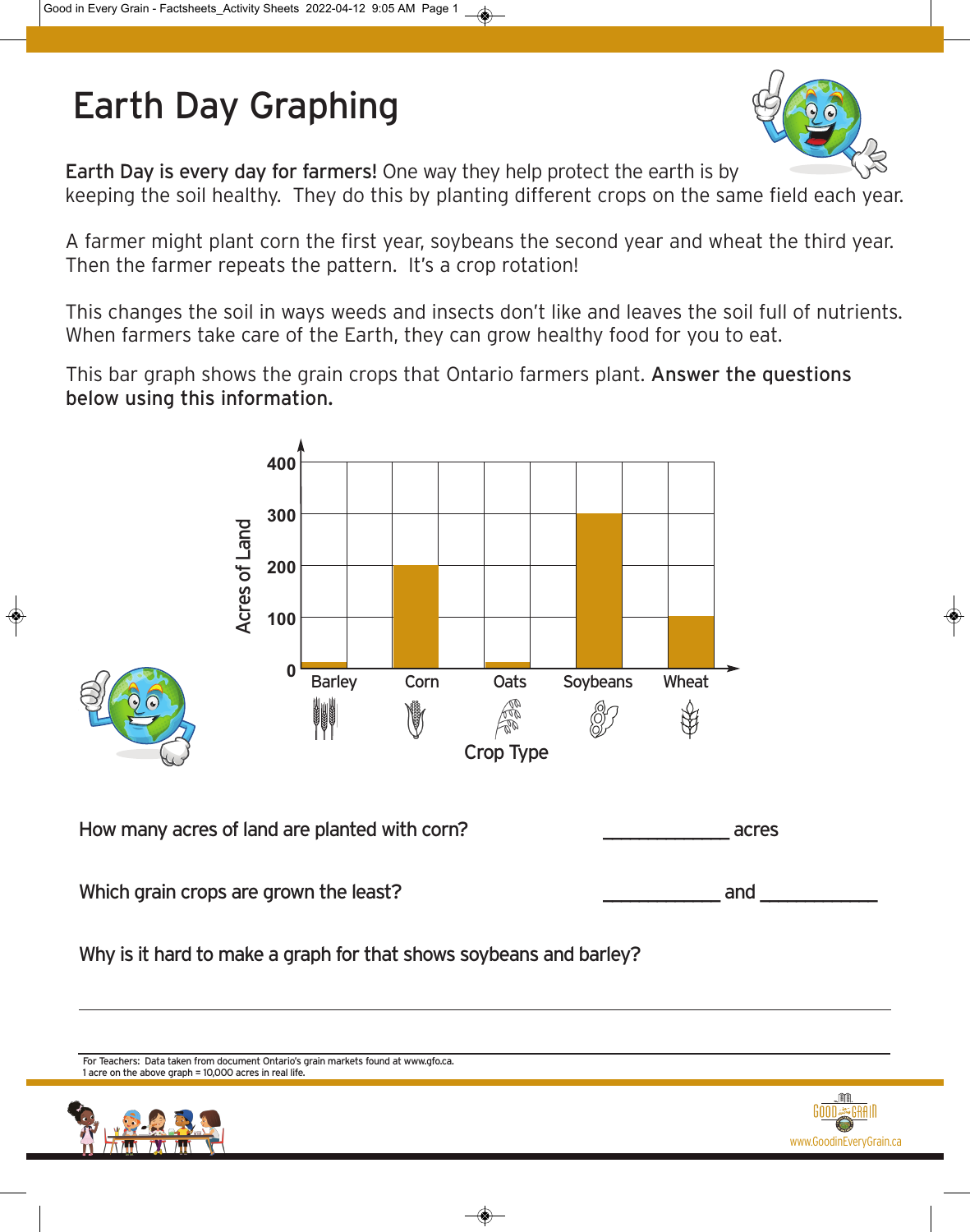# Earth Day Graphing

**Earth Day is every day for farmers!** One way they help protect the earth is by keeping the soil healthy. They do this by planting different crops on the same field each year.

A farmer might plant corn the first year, soybeans the second year and wheat the third year. Then the farmer repeats the pattern. It's a crop rotation!

This changes the soil in ways weeds and insects don't like and leaves the soil full of nutrients. When farmers take care of the Earth, they can grow healthy food for you to eat.

This bar graph shows the grain crops that Ontario farmers plant. **Answer the questions below using this information.**

Acres of Land

400

300

200

100

0

Barley Corn Oats Soybeans Wheat

Crop Type

How many acres of land are planted with corn? ____________ acres

Which grain crops are grown the least? ____________ and ____________

Why is it hard to make a graph for that shows soybeans and barley?

---

For Teachers: Data taken from document Ontario's grain markets found at www.gfo.ca.
1 acre on the above graph = 10,000 acres in real life.

www.GoodinEveryGrain.ca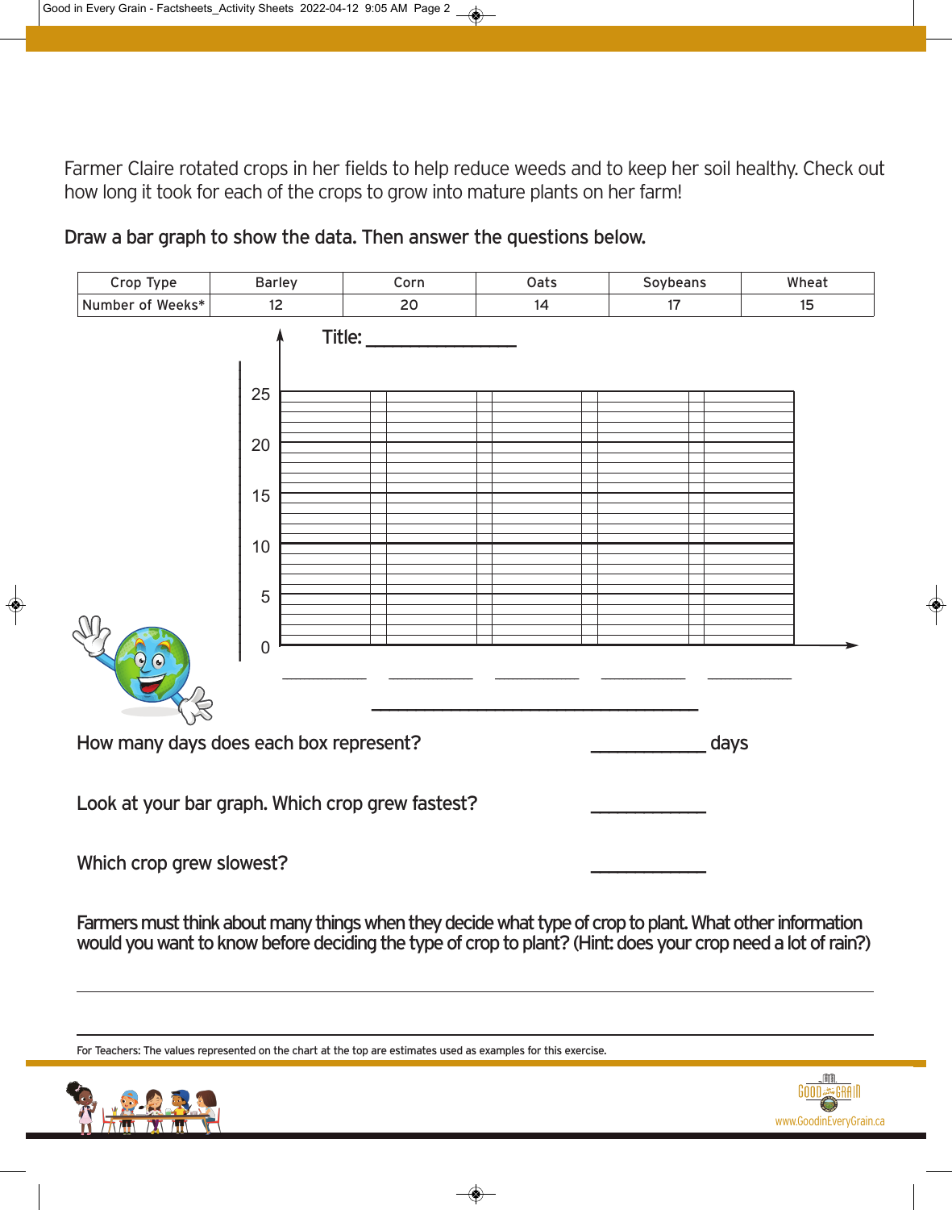Farmer Claire rotated crops in her fields to help reduce weeds and to keep her soil healthy. Check out how long it took for each of the crops to grow into mature plants on her farm!

**Draw a bar graph to show the data. Then answer the questions below.**

| Crop Type | Barley | Corn | Oats | Soybeans | Wheat |
|---|---|---|---|---|---|
| Number of Weeks* | 12 | 20 | 14 | 17 | 15 |

Title: _______________

25
20
15
10
5
0

__________ __________ __________ __________ __________

________________________________

How many days does each box represent? ___________ days

Look at your bar graph. Which crop grew fastest? ___________

Which crop grew slowest? ___________

**Farmers must think about many things when they decide what type of crop to plant. What other information would you want to know before deciding the type of crop to plant? (Hint: does your crop need a lot of rain?)**

________________________________________________________________

________________________________________________________________

For Teachers: The values represented on the chart at the top are estimates used as examples for this exercise.

www.GoodinEveryGrain.ca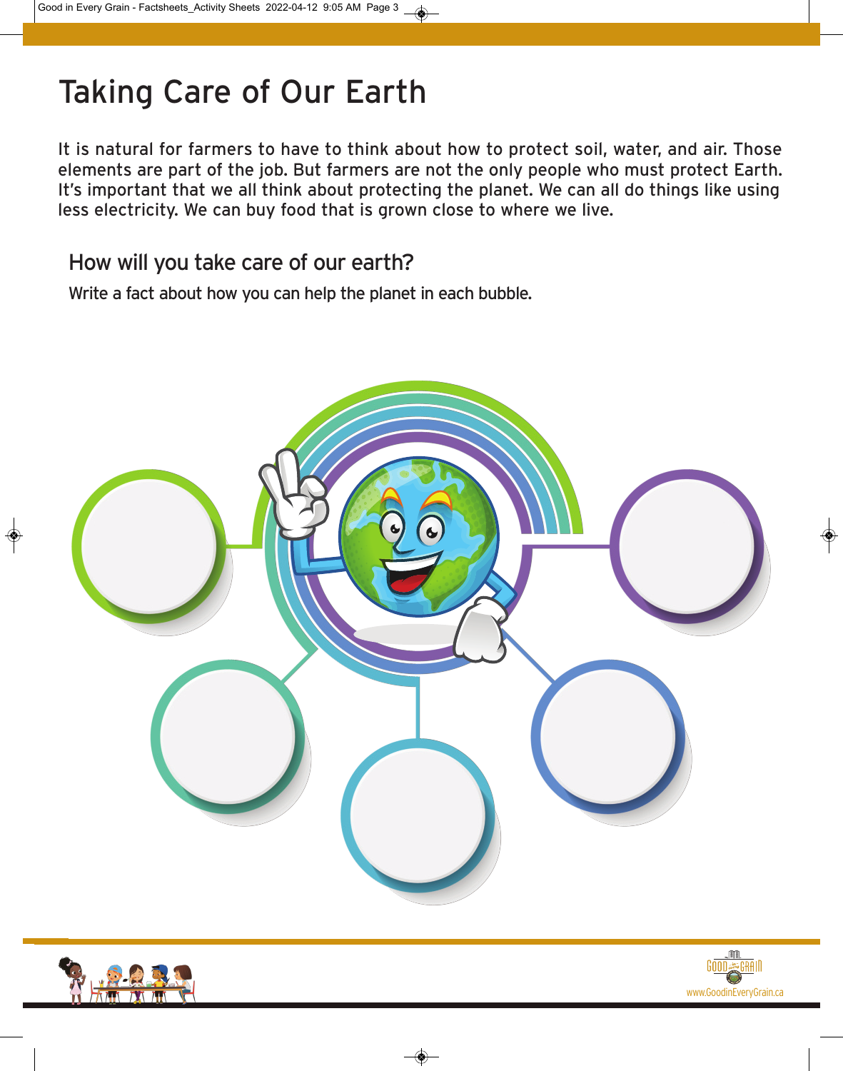# Taking Care of Our Earth

It is natural for farmers to have to think about how to protect soil, water, and air. Those elements are part of the job. But farmers are not the only people who must protect Earth. It's important that we all think about protecting the planet. We can all do things like using less electricity. We can buy food that is grown close to where we live.

## How will you take care of our earth?

Write a fact about how you can help the planet in each bubble.